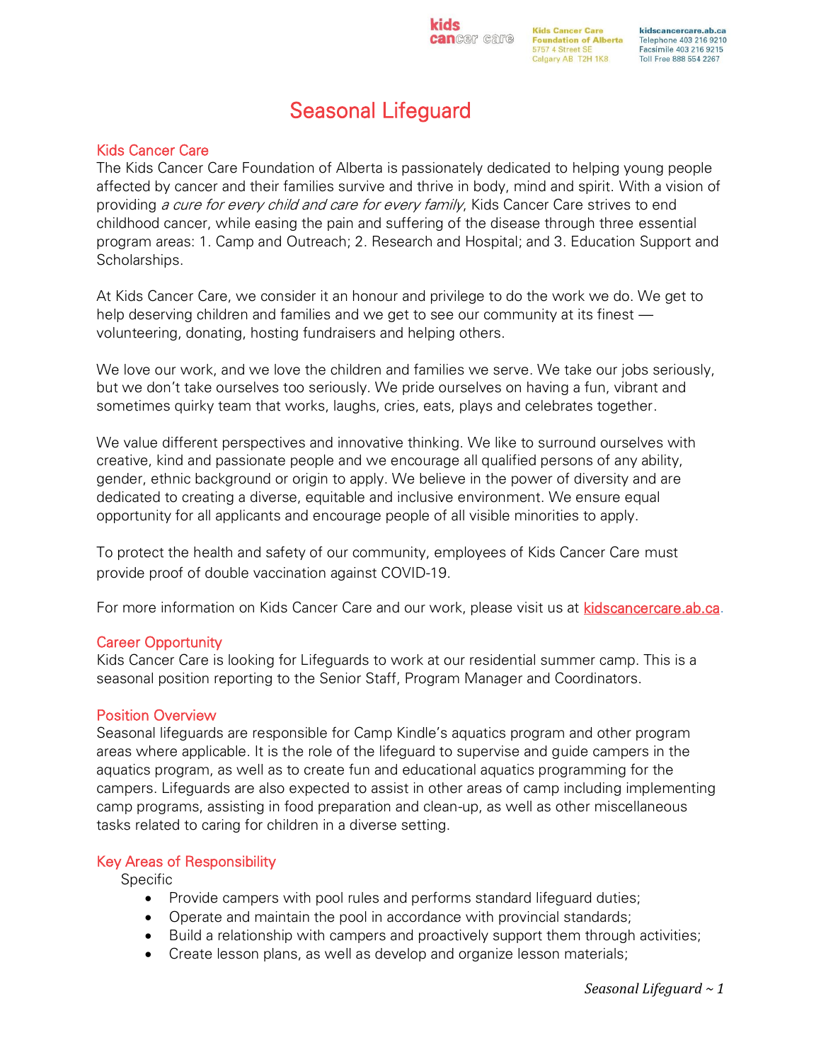Kids Cancer Care Foundation of Alberta
5757 4 Street SE
Calgary AB T2H 1K8

kidscancercare.ab.ca
Telephone 403 216 9210
Facsimile 403 216 9215
Toll Free 888 554 2267

# Seasonal Lifeguard

## Kids Cancer Care

The Kids Cancer Care Foundation of Alberta is passionately dedicated to helping young people affected by cancer and their families survive and thrive in body, mind and spirit. With a vision of providing *a cure for every child and care for every family*, Kids Cancer Care strives to end childhood cancer, while easing the pain and suffering of the disease through three essential program areas: 1. Camp and Outreach; 2. Research and Hospital; and 3. Education Support and Scholarships.

At Kids Cancer Care, we consider it an honour and privilege to do the work we do. We get to help deserving children and families and we get to see our community at its finest — volunteering, donating, hosting fundraisers and helping others.

We love our work, and we love the children and families we serve. We take our jobs seriously, but we don't take ourselves too seriously. We pride ourselves on having a fun, vibrant and sometimes quirky team that works, laughs, cries, eats, plays and celebrates together.

We value different perspectives and innovative thinking. We like to surround ourselves with creative, kind and passionate people and we encourage all qualified persons of any ability, gender, ethnic background or origin to apply. We believe in the power of diversity and are dedicated to creating a diverse, equitable and inclusive environment. We ensure equal opportunity for all applicants and encourage people of all visible minorities to apply.

To protect the health and safety of our community, employees of Kids Cancer Care must provide proof of double vaccination against COVID-19.

For more information on Kids Cancer Care and our work, please visit us at kidscancercare.ab.ca.

## Career Opportunity

Kids Cancer Care is looking for Lifeguards to work at our residential summer camp. This is a seasonal position reporting to the Senior Staff, Program Manager and Coordinators.

## Position Overview

Seasonal lifeguards are responsible for Camp Kindle's aquatics program and other program areas where applicable. It is the role of the lifeguard to supervise and guide campers in the aquatics program, as well as to create fun and educational aquatics programming for the campers. Lifeguards are also expected to assist in other areas of camp including implementing camp programs, assisting in food preparation and clean-up, as well as other miscellaneous tasks related to caring for children in a diverse setting.

## Key Areas of Responsibility

Specific

- Provide campers with pool rules and performs standard lifeguard duties;
- Operate and maintain the pool in accordance with provincial standards;
- Build a relationship with campers and proactively support them through activities;
- Create lesson plans, as well as develop and organize lesson materials;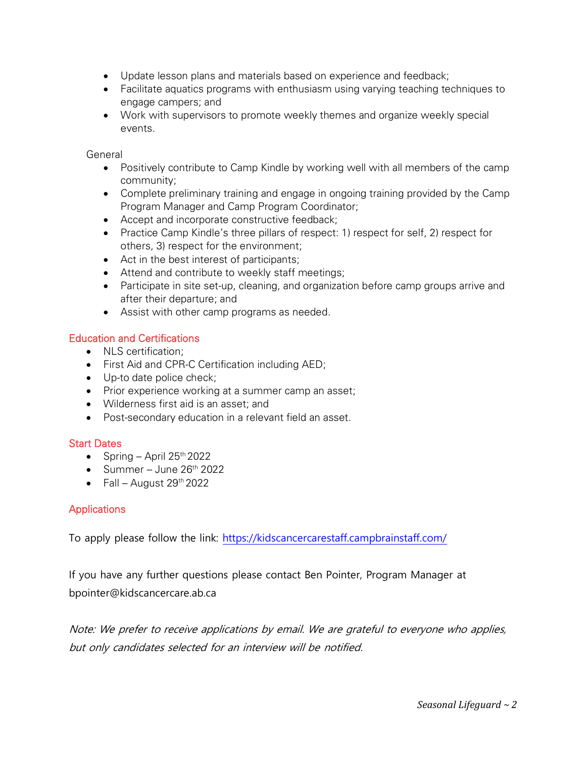- Update lesson plans and materials based on experience and feedback;
- Facilitate aquatics programs with enthusiasm using varying teaching techniques to engage campers; and
- Work with supervisors to promote weekly themes and organize weekly special events.

General

- Positively contribute to Camp Kindle by working well with all members of the camp community;
- Complete preliminary training and engage in ongoing training provided by the Camp Program Manager and Camp Program Coordinator;
- Accept and incorporate constructive feedback;
- Practice Camp Kindle's three pillars of respect: 1) respect for self, 2) respect for others, 3) respect for the environment;
- Act in the best interest of participants;
- Attend and contribute to weekly staff meetings;
- Participate in site set-up, cleaning, and organization before camp groups arrive and after their departure; and
- Assist with other camp programs as needed.

## Education and Certifications

- NLS certification;
- First Aid and CPR-C Certification including AED;
- Up-to date police check;
- Prior experience working at a summer camp an asset;
- Wilderness first aid is an asset; and
- Post-secondary education in a relevant field an asset.

## Start Dates

- Spring – April 25th 2022
- Summer – June 26th 2022
- Fall – August 29th 2022

## Applications

To apply please follow the link: https://kidscancercarestaff.campbrainstaff.com/

If you have any further questions please contact Ben Pointer, Program Manager at bpointer@kidscancercare.ab.ca

*Note: We prefer to receive applications by email. We are grateful to everyone who applies, but only candidates selected for an interview will be notified.*